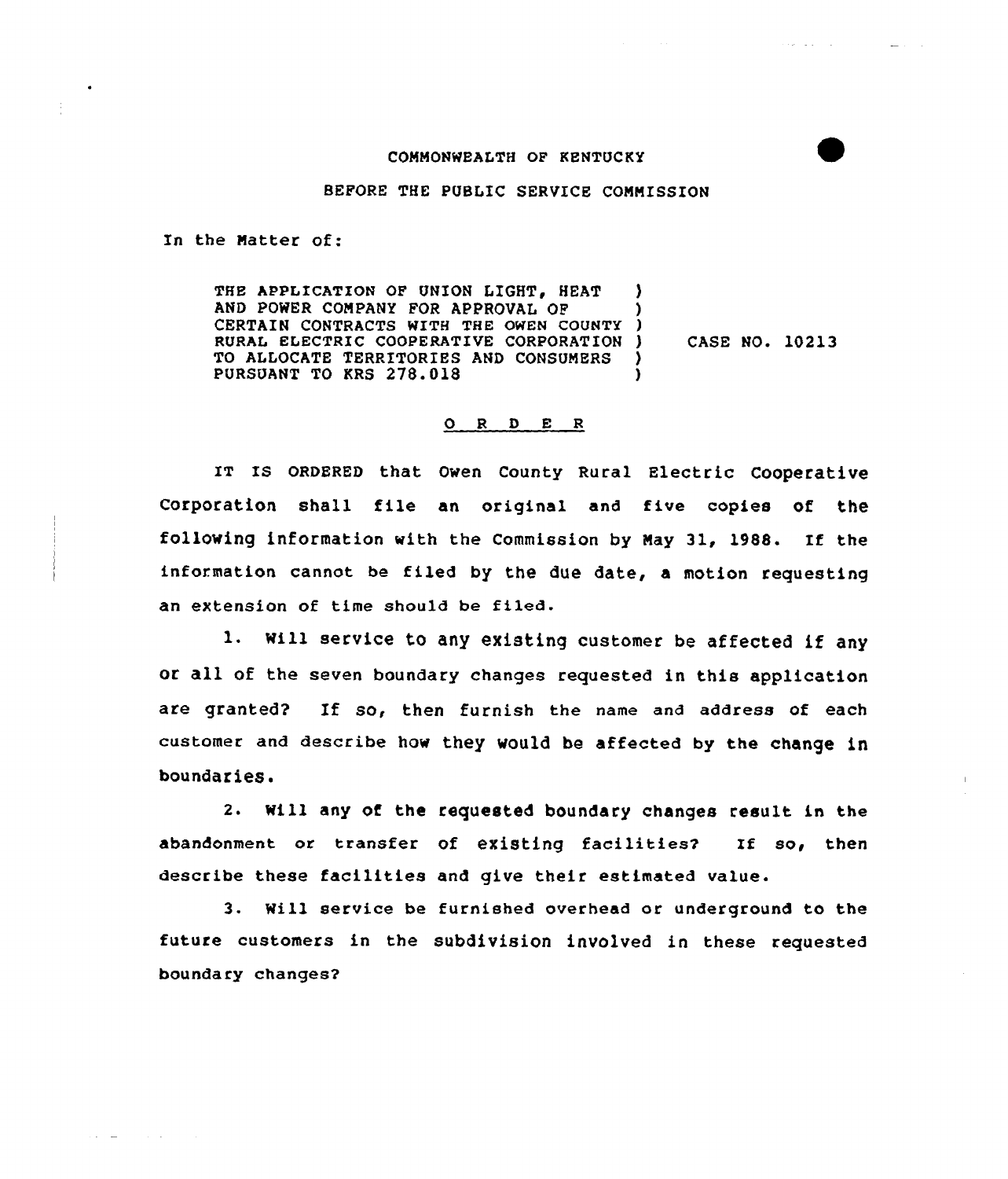COMMONWEALTH OF KENTUCKY

BEFORE THE PUBLIC SERVICE COMMISSION

In the Matter of:

THE APPLICATION OF UNION LIGHT, HEAT AND POWER COMPANY FOR APPROVAL OF CERTAIN CONTRACTS WITH THE OWEN COUNTY RURAL ELECTRIC COOPERATIVE CORPORATION TO ALLOCATE TERRITORIES AND CONSUMERS PURSUANT TO KRS 278.018 ) CASE NO. 10213

## O R D E R

IT IS ORDERED that Owen County Rural Electric Cooperative Corporation shall file an original and five copies of the following information with the Commission by May 31, 1988. If the information cannot be filed by the due date, a motion requesting an extension of time should be filed.

1. Will service to any existing customer be affected if any or all of the seven boundary changes requested in this application are granted? If so, then furnish the name and address of each customer and describe how they would be affected by the change in boundaries.

2. Will any of the requested boundary changes result in the abandonment or transfer of existing facilities? If so, then describe these facilities and give their estimated value.

3. Will service be furnished overhead or underground to the future customers in the subdivision involved in these requested boundary changes?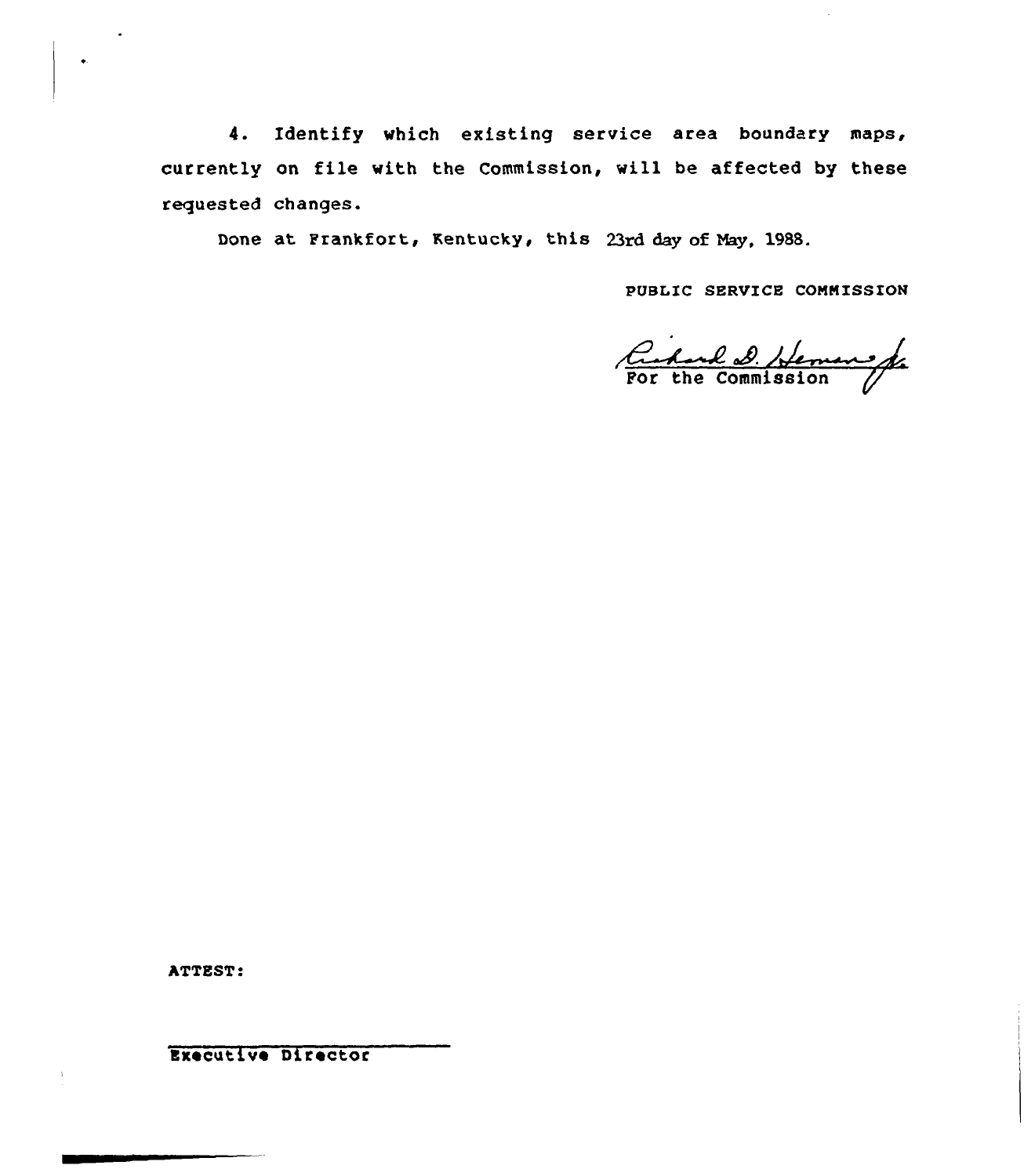4. Identify which existing service area boundary maps, currently on file with the Commission, will be affected by these requested changes.

Done at Frankfort, Kentucky, this 23rd day of May, 1988.

PUBLIC SERVICE COMMISSION

For the Commission

ATTEST:

Executive Director